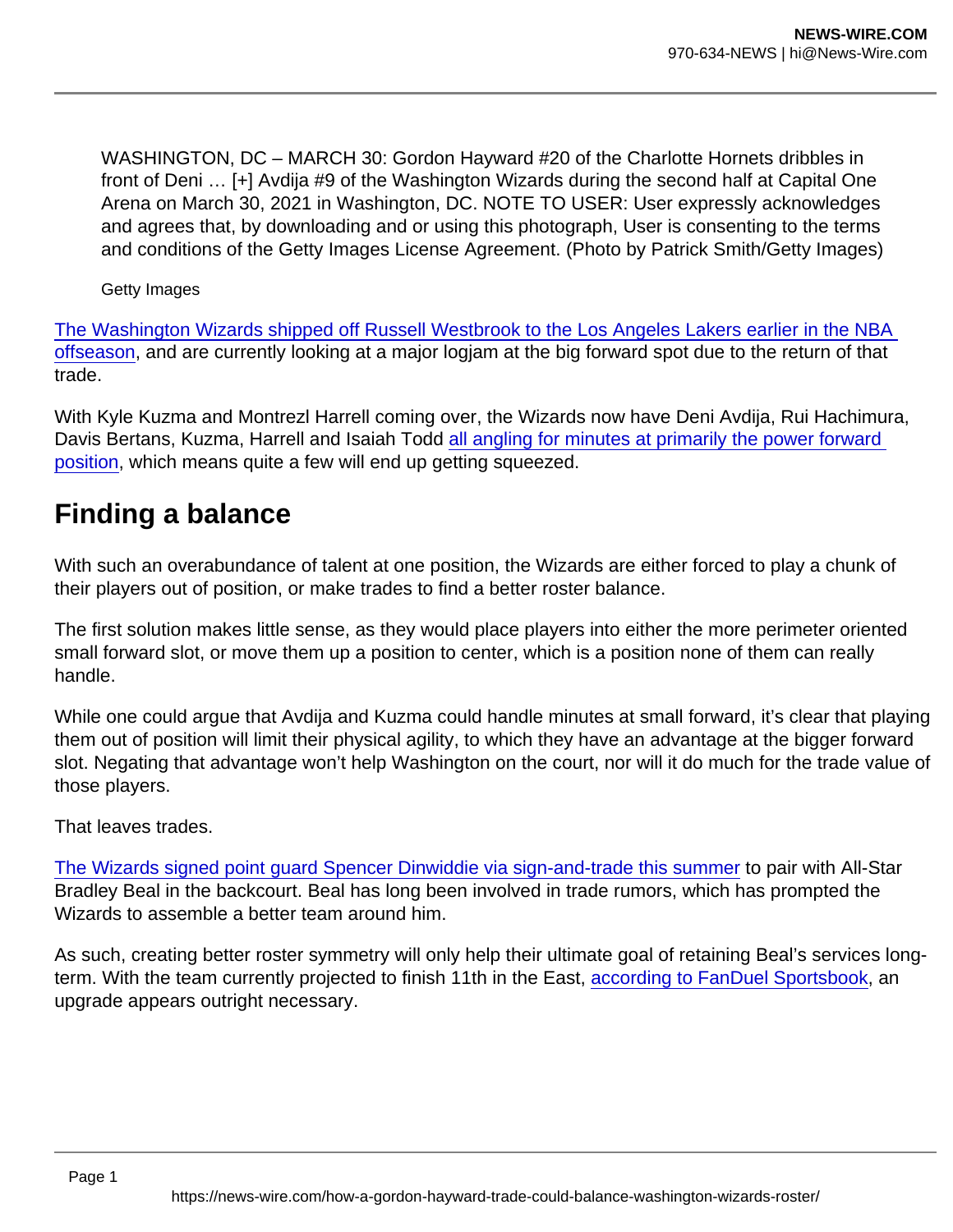WASHINGTON, DC – MARCH 30: Gordon Hayward #20 of the Charlotte Hornets dribbles in front of Deni … [+] Avdija #9 of the Washington Wizards during the second half at Capital One Arena on March 30, 2021 in Washington, DC. NOTE TO USER: User expressly acknowledges and agrees that, by downloading and or using this photograph, User is consenting to the terms and conditions of the Getty Images License Agreement. (Photo by Patrick Smith/Getty Images)

Getty Images

The Washington Wizards shipped off Russell Westbrook to the Los Angeles Lakers earlier in the NBA offseason, and are currently looking at a major logjam at the big forward spot due to the return of that trade.

With Kyle Kuzma and Montrezl Harrell coming over, the Wizards now have Deni Avdija, Rui Hachimura, Davis Bertans, Kuzma, Harrell and Isaiah Todd all angling for minutes at primarily the power forward position, which means quite a few will end up getting squeezed.

## Finding a balance

With such an overabundance of talent at one position, the Wizards are either forced to play a chunk of their players out of position, or make trades to find a better roster balance.

The first solution makes little sense, as they would place players into either the more perimeter oriented small forward slot, or move them up a position to center, which is a position none of them can really handle.

While one could argue that Avdija and Kuzma could handle minutes at small forward, it's clear that playing them out of position will limit their physical agility, to which they have an advantage at the bigger forward slot. Negating that advantage won't help Washington on the court, nor will it do much for the trade value of those players.

That leaves trades.

The Wizards signed point guard Spencer Dinwiddie via sign-and-trade this summer to pair with All-Star Bradley Beal in the backcourt. Beal has long been involved in trade rumors, which has prompted the Wizards to assemble a better team around him.

As such, creating better roster symmetry will only help their ultimate goal of retaining Beal's services long-term. With the team currently projected to finish 11th in the East, according to FanDuel Sportsbook, an upgrade appears outright necessary.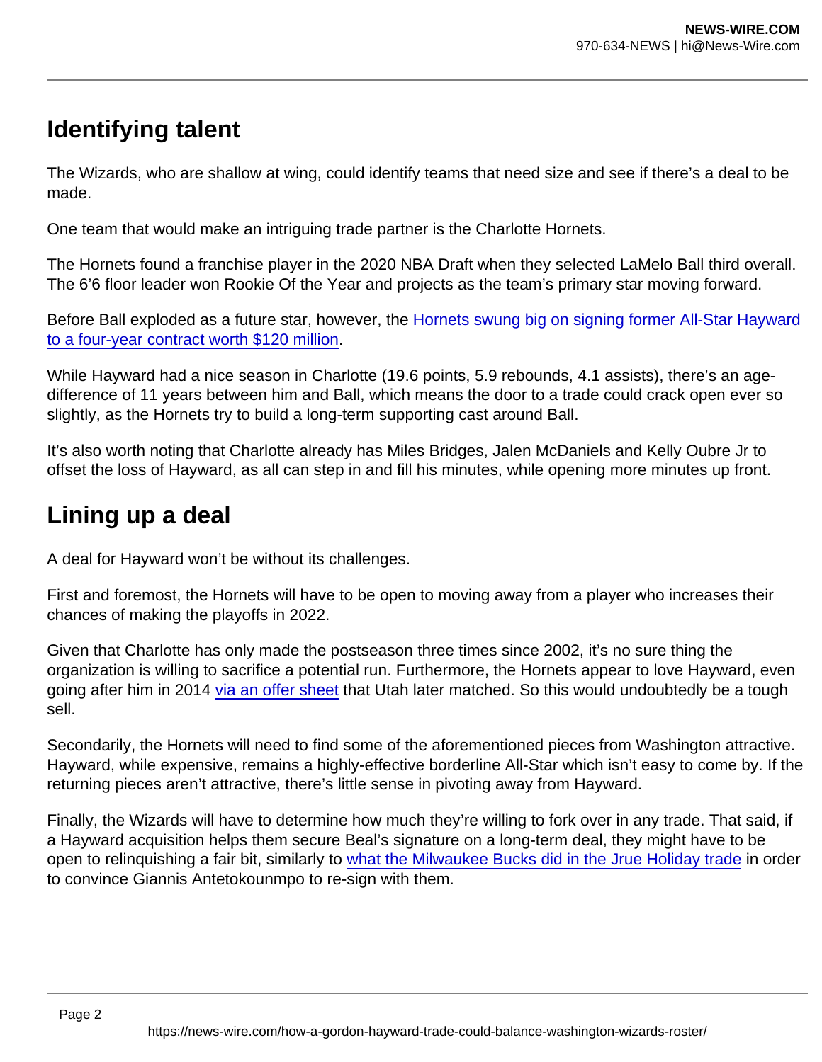## Identifying talent

The Wizards, who are shallow at wing, could identify teams that need size and see if there's a deal to be made.

One team that would make an intriguing trade partner is the Charlotte Hornets.

The Hornets found a franchise player in the 2020 NBA Draft when they selected LaMelo Ball third overall. The 6'6 floor leader won Rookie Of the Year and projects as the team's primary star moving forward.

Before Ball exploded as a future star, however, the [Hornets swung big on signing former All-Star Hayward to a four-year contract worth $120 million]().

While Hayward had a nice season in Charlotte (19.6 points, 5.9 rebounds, 4.1 assists), there's an age-difference of 11 years between him and Ball, which means the door to a trade could crack open ever so slightly, as the Hornets try to build a long-term supporting cast around Ball.

It's also worth noting that Charlotte already has Miles Bridges, Jalen McDaniels and Kelly Oubre Jr to offset the loss of Hayward, as all can step in and fill his minutes, while opening more minutes up front.

## Lining up a deal

A deal for Hayward won't be without its challenges.

First and foremost, the Hornets will have to be open to moving away from a player who increases their chances of making the playoffs in 2022.

Given that Charlotte has only made the postseason three times since 2002, it's no sure thing the organization is willing to sacrifice a potential run. Furthermore, the Hornets appear to love Hayward, even going after him in 2014 [via an offer sheet]() that Utah later matched. So this would undoubtedly be a tough sell.

Secondarily, the Hornets will need to find some of the aforementioned pieces from Washington attractive. Hayward, while expensive, remains a highly-effective borderline All-Star which isn't easy to come by. If the returning pieces aren't attractive, there's little sense in pivoting away from Hayward.

Finally, the Wizards will have to determine how much they're willing to fork over in any trade. That said, if a Hayward acquisition helps them secure Beal's signature on a long-term deal, they might have to be open to relinquishing a fair bit, similarly to [what the Milwaukee Bucks did in the Jrue Holiday trade]() in order to convince Giannis Antetokounmpo to re-sign with them.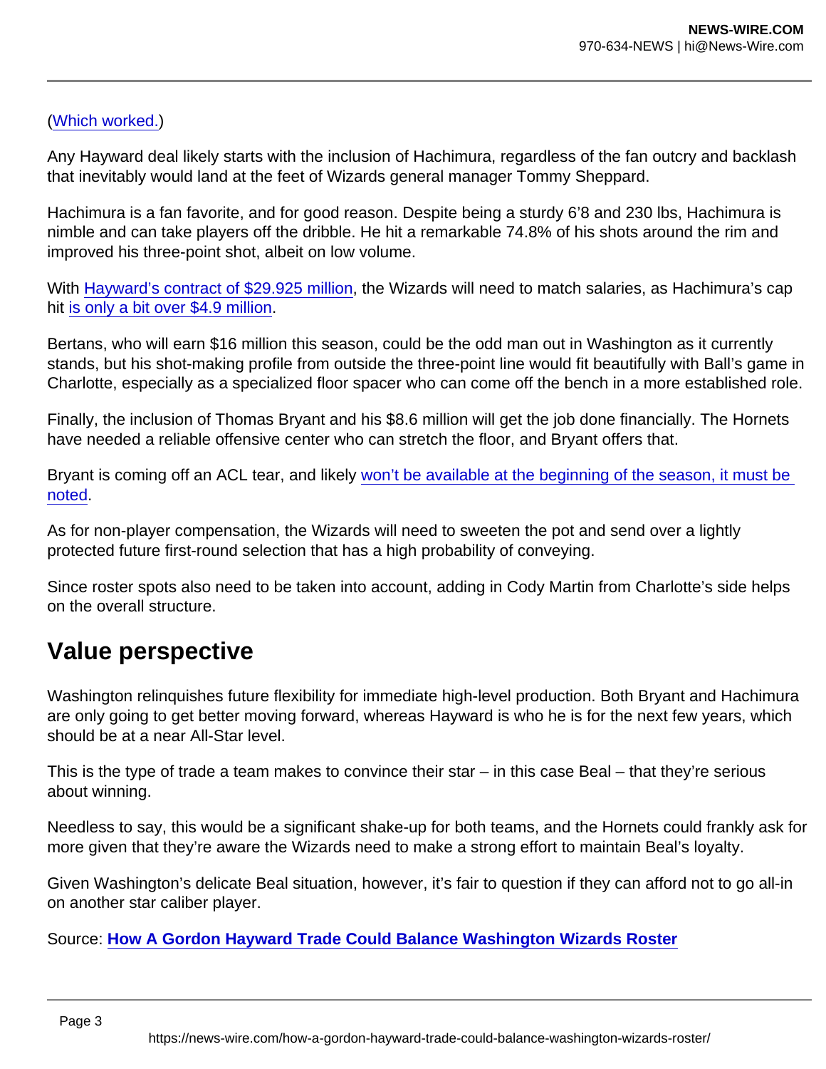(Which worked.)

Any Hayward deal likely starts with the inclusion of Hachimura, regardless of the fan outcry and backlash that inevitably would land at the feet of Wizards general manager Tommy Sheppard.

Hachimura is a fan favorite, and for good reason. Despite being a sturdy 6'8 and 230 lbs, Hachimura is nimble and can take players off the dribble. He hit a remarkable 74.8% of his shots around the rim and improved his three-point shot, albeit on low volume.

With Hayward's contract of $29.925 million, the Wizards will need to match salaries, as Hachimura's cap hit is only a bit over $4.9 million.

Bertans, who will earn $16 million this season, could be the odd man out in Washington as it currently stands, but his shot-making profile from outside the three-point line would fit beautifully with Ball's game in Charlotte, especially as a specialized floor spacer who can come off the bench in a more established role.

Finally, the inclusion of Thomas Bryant and his $8.6 million will get the job done financially. The Hornets have needed a reliable offensive center who can stretch the floor, and Bryant offers that.

Bryant is coming off an ACL tear, and likely won't be available at the beginning of the season, it must be noted.

As for non-player compensation, the Wizards will need to sweeten the pot and send over a lightly protected future first-round selection that has a high probability of conveying.

Since roster spots also need to be taken into account, adding in Cody Martin from Charlotte's side helps on the overall structure.

## Value perspective

Washington relinquishes future flexibility for immediate high-level production. Both Bryant and Hachimura are only going to get better moving forward, whereas Hayward is who he is for the next few years, which should be at a near All-Star level.

This is the type of trade a team makes to convince their star – in this case Beal – that they're serious about winning.

Needless to say, this would be a significant shake-up for both teams, and the Hornets could frankly ask for more given that they're aware the Wizards need to make a strong effort to maintain Beal's loyalty.

Given Washington's delicate Beal situation, however, it's fair to question if they can afford not to go all-in on another star caliber player.

Source: **How A Gordon Hayward Trade Could Balance Washington Wizards Roster**